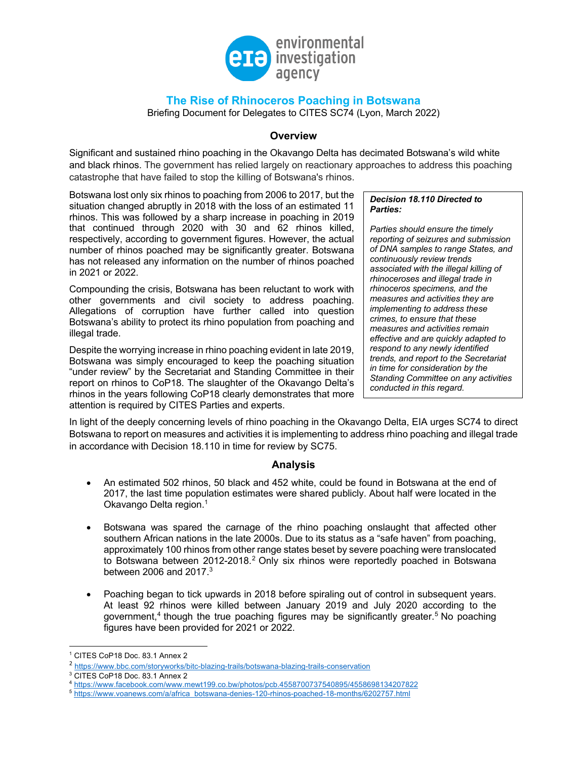# The Rise of Rhinoceros Poaching in Botswana

Briefing Document for Delegates to CITES SC74 (Lyon, March 2022)

## Overview

Significant and sustained rhino poaching in the Okavango Delta has decimated Botswana's wild white and black rhinos. The government has relied largely on reactionary approaches to address this poaching catastrophe that have failed to stop the killing of Botswana's rhinos.

Botswana lost only six rhinos to poaching from 2006 to 2017, but the situation changed abruptly in 2018 with the loss of an estimated 11 rhinos. This was followed by a sharp increase in poaching in 2019 that continued through 2020 with 30 and 62 rhinos killed, respectively, according to government figures. However, the actual number of rhinos poached may be significantly greater. Botswana has not released any information on the number of rhinos poached in 2021 or 2022.

Compounding the crisis, Botswana has been reluctant to work with other governments and civil society to address poaching. Allegations of corruption have further called into question Botswana's ability to protect its rhino population from poaching and illegal trade.

Despite the worrying increase in rhino poaching evident in late 2019, Botswana was simply encouraged to keep the poaching situation "under review" by the Secretariat and Standing Committee in their report on rhinos to CoP18. The slaughter of the Okavango Delta's rhinos in the years following CoP18 clearly demonstrates that more attention is required by CITES Parties and experts.

> ***Decision 18.110 Directed to Parties:***
>
> *Parties should ensure the timely reporting of seizures and submission of DNA samples to range States, and continuously review trends associated with the illegal killing of rhinoceroses and illegal trade in rhinoceros specimens, and the measures and activities they are implementing to address these crimes, to ensure that these measures and activities remain effective and are quickly adapted to respond to any newly identified trends, and report to the Secretariat in time for consideration by the Standing Committee on any activities conducted in this regard.*

In light of the deeply concerning levels of rhino poaching in the Okavango Delta, EIA urges SC74 to direct Botswana to report on measures and activities it is implementing to address rhino poaching and illegal trade in accordance with Decision 18.110 in time for review by SC75.

## Analysis

- An estimated 502 rhinos, 50 black and 452 white, could be found in Botswana at the end of 2017, the last time population estimates were shared publicly. About half were located in the Okavango Delta region.[1]

- Botswana was spared the carnage of the rhino poaching onslaught that affected other southern African nations in the late 2000s. Due to its status as a "safe haven" from poaching, approximately 100 rhinos from other range states beset by severe poaching were translocated to Botswana between 2012-2018.[2] Only six rhinos were reportedly poached in Botswana between 2006 and 2017.[3]

- Poaching began to tick upwards in 2018 before spiraling out of control in subsequent years. At least 92 rhinos were killed between January 2019 and July 2020 according to the government,[4] though the true poaching figures may be significantly greater.[5] No poaching figures have been provided for 2021 or 2022.

---

[1] CITES CoP18 Doc. 83.1 Annex 2

[2] https://www.bbc.com/storyworks/bitc-blazing-trails/botswana-blazing-trails-conservation

[3] CITES CoP18 Doc. 83.1 Annex 2

[4] https://www.facebook.com/www.mewt199.co.bw/photos/pcb.4558700737540895/4558698134207822

[5] https://www.voanews.com/a/africa_botswana-denies-120-rhinos-poached-18-months/6202757.html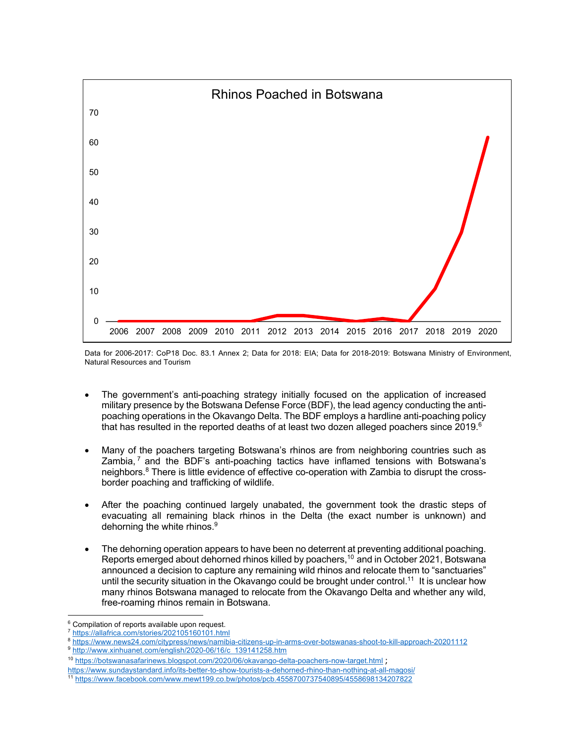Rhinos Poached in Botswana

Data for 2006-2017: CoP18 Doc. 83.1 Annex 2; Data for 2018: EIA; Data for 2018-2019: Botswana Ministry of Environment, Natural Resources and Tourism

- The government's anti-poaching strategy initially focused on the application of increased military presence by the Botswana Defense Force (BDF), the lead agency conducting the anti-poaching operations in the Okavango Delta. The BDF employs a hardline anti-poaching policy that has resulted in the reported deaths of at least two dozen alleged poachers since 2019.[6]

- Many of the poachers targeting Botswana's rhinos are from neighboring countries such as Zambia,[7] and the BDF's anti-poaching tactics have inflamed tensions with Botswana's neighbors.[8] There is little evidence of effective co-operation with Zambia to disrupt the cross-border poaching and trafficking of wildlife.

- After the poaching continued largely unabated, the government took the drastic steps of evacuating all remaining black rhinos in the Delta (the exact number is unknown) and dehorning the white rhinos.[9]

- The dehorning operation appears to have been no deterrent at preventing additional poaching. Reports emerged about dehorned rhinos killed by poachers,[10] and in October 2021, Botswana announced a decision to capture any remaining wild rhinos and relocate them to "sanctuaries" until the security situation in the Okavango could be brought under control.[11] It is unclear how many rhinos Botswana managed to relocate from the Okavango Delta and whether any wild, free-roaming rhinos remain in Botswana.

---

[6] Compilation of reports available upon request.

[7] https://allafrica.com/stories/202105160101.html

[8] https://www.news24.com/citypress/news/namibia-citizens-up-in-arms-over-botswanas-shoot-to-kill-approach-20201112

[9] http://www.xinhuanet.com/english/2020-06/16/c_139141258.htm

[10] https://botswanasafarinews.blogspot.com/2020/06/okavango-delta-poachers-now-target.html ; https://www.sundaystandard.info/its-better-to-show-tourists-a-dehorned-rhino-than-nothing-at-all-magosi/

[11] https://www.facebook.com/www.mewt199.co.bw/photos/pcb.4558700737540895/4558698134207822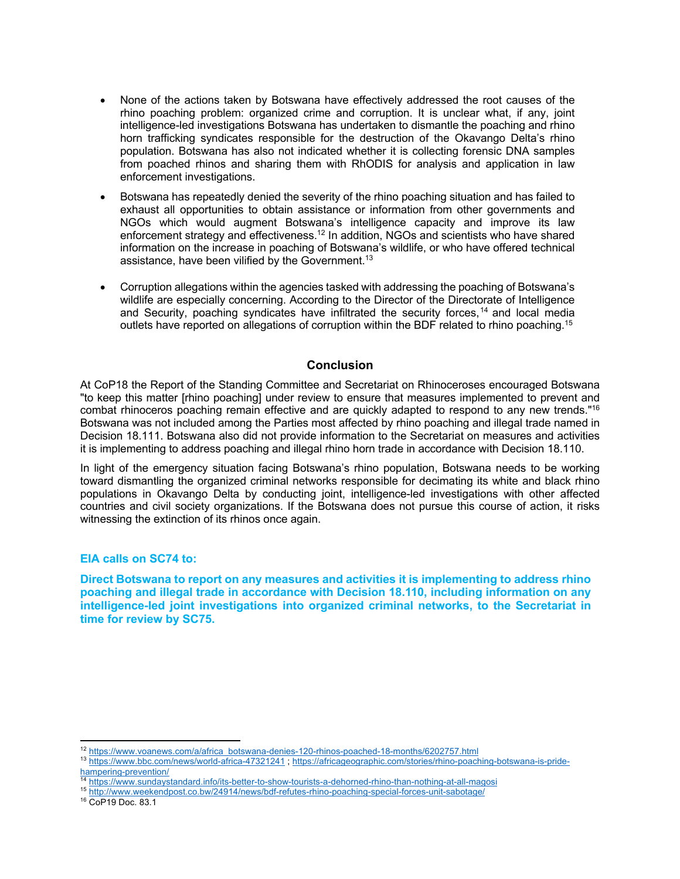- None of the actions taken by Botswana have effectively addressed the root causes of the rhino poaching problem: organized crime and corruption. It is unclear what, if any, joint intelligence-led investigations Botswana has undertaken to dismantle the poaching and rhino horn trafficking syndicates responsible for the destruction of the Okavango Delta's rhino population. Botswana has also not indicated whether it is collecting forensic DNA samples from poached rhinos and sharing them with RhODIS for analysis and application in law enforcement investigations.

- Botswana has repeatedly denied the severity of the rhino poaching situation and has failed to exhaust all opportunities to obtain assistance or information from other governments and NGOs which would augment Botswana's intelligence capacity and improve its law enforcement strategy and effectiveness.[12] In addition, NGOs and scientists who have shared information on the increase in poaching of Botswana's wildlife, or who have offered technical assistance, have been vilified by the Government.[13]

- Corruption allegations within the agencies tasked with addressing the poaching of Botswana's wildlife are especially concerning. According to the Director of the Directorate of Intelligence and Security, poaching syndicates have infiltrated the security forces,[14] and local media outlets have reported on allegations of corruption within the BDF related to rhino poaching.[15]

## Conclusion

At CoP18 the Report of the Standing Committee and Secretariat on Rhinoceroses encouraged Botswana "to keep this matter [rhino poaching] under review to ensure that measures implemented to prevent and combat rhinoceros poaching remain effective and are quickly adapted to respond to any new trends."[16] Botswana was not included among the Parties most affected by rhino poaching and illegal trade named in Decision 18.111. Botswana also did not provide information to the Secretariat on measures and activities it is implementing to address poaching and illegal rhino horn trade in accordance with Decision 18.110.

In light of the emergency situation facing Botswana's rhino population, Botswana needs to be working toward dismantling the organized criminal networks responsible for decimating its white and black rhino populations in Okavango Delta by conducting joint, intelligence-led investigations with other affected countries and civil society organizations. If the Botswana does not pursue this course of action, it risks witnessing the extinction of its rhinos once again.

**EIA calls on SC74 to:**

**Direct Botswana to report on any measures and activities it is implementing to address rhino poaching and illegal trade in accordance with Decision 18.110, including information on any intelligence-led joint investigations into organized criminal networks, to the Secretariat in time for review by SC75.**

---

[12] https://www.voanews.com/a/africa_botswana-denies-120-rhinos-poached-18-months/6202757.html
[13] https://www.bbc.com/news/world-africa-47321241 ; https://africageographic.com/stories/rhino-poaching-botswana-is-pride-hampering-prevention/
[14] https://www.sundaystandard.info/its-better-to-show-tourists-a-dehorned-rhino-than-nothing-at-all-magosi
[15] http://www.weekendpost.co.bw/24914/news/bdf-refutes-rhino-poaching-special-forces-unit-sabotage/
[16] CoP19 Doc. 83.1